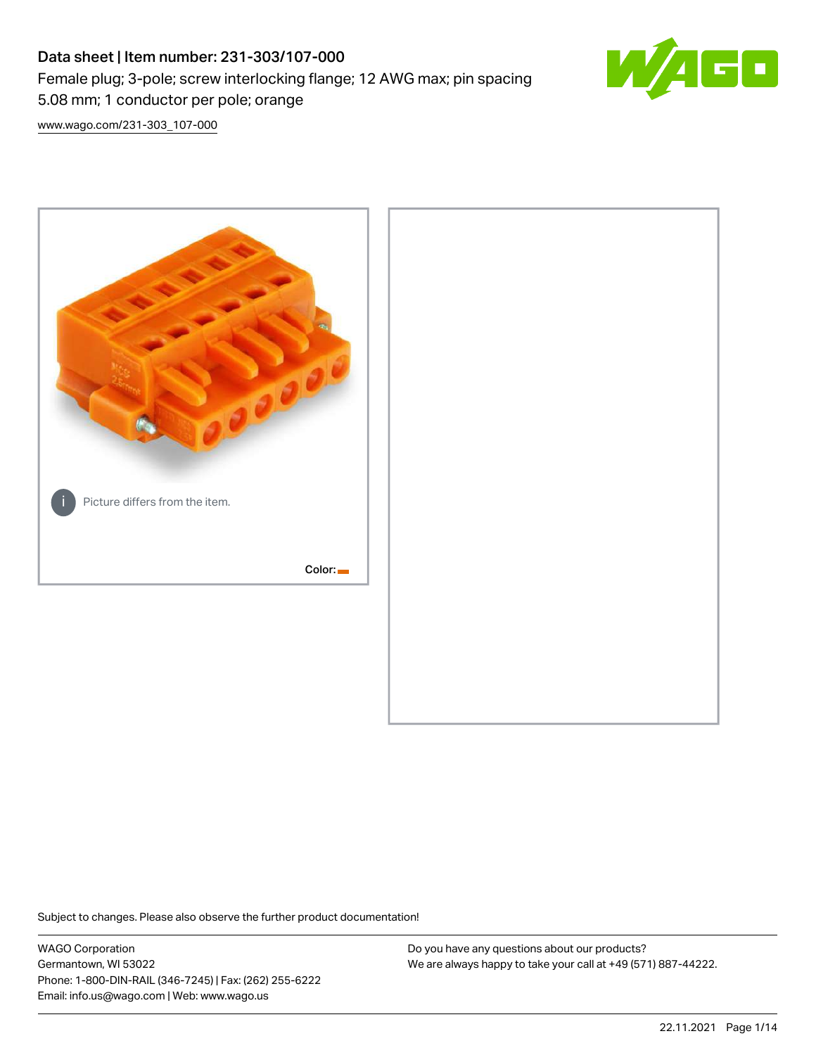# Data sheet | Item number: 231-303/107-000

Female plug; 3-pole; screw interlocking flange; 12 AWG max; pin spacing 5.08 mm; 1 conductor per pole; orange

www.wago.com/231-303_107-000

Picture differs from the item.

Color:

Subject to changes. Please also observe the further product documentation!

WAGO Corporation
Germantown, WI 53022
Phone: 1-800-DIN-RAIL (346-7245) | Fax: (262) 255-6222
Email: info.us@wago.com | Web: www.wago.us

Do you have any questions about our products?
We are always happy to take your call at +49 (571) 887-44222.

22.11.2021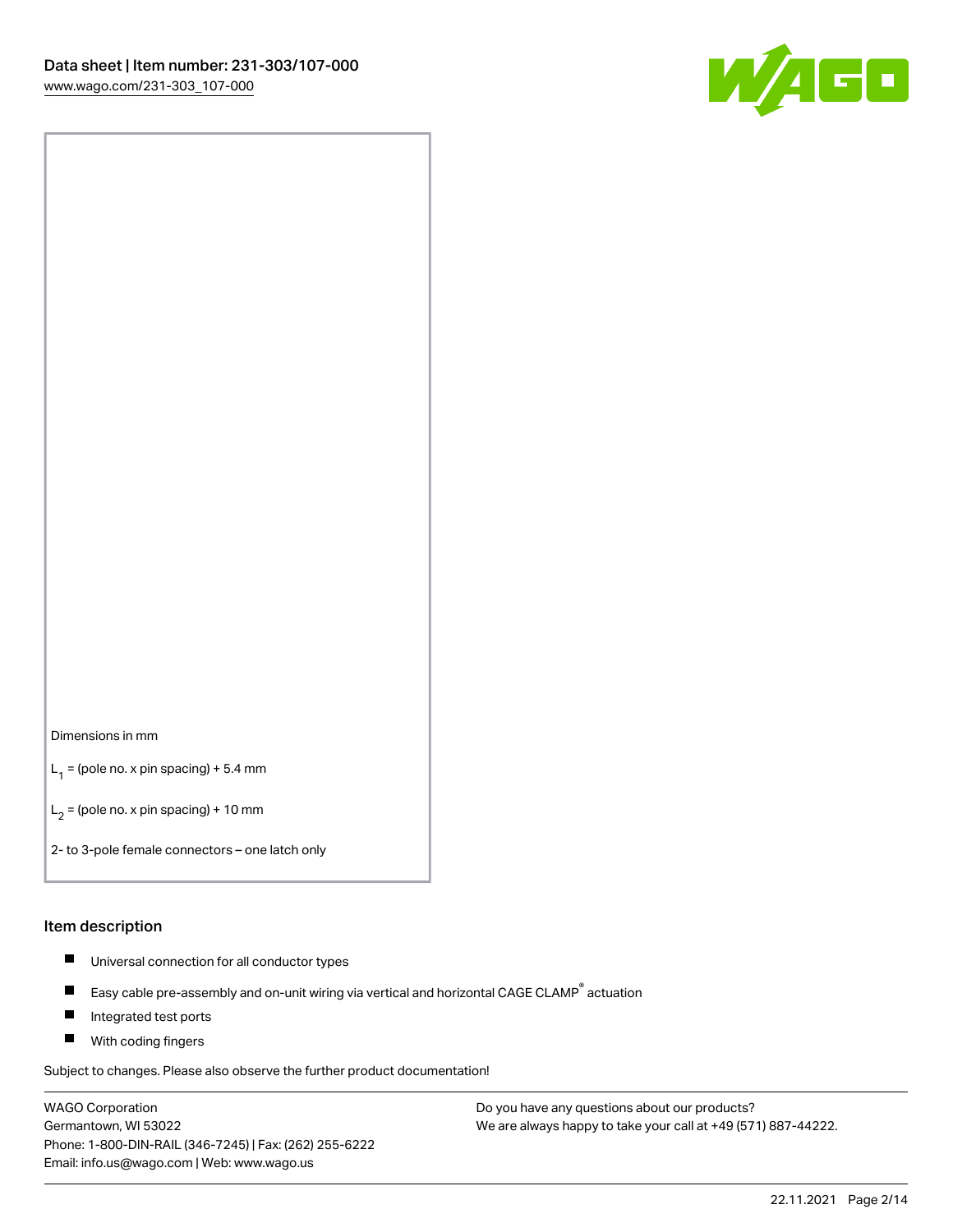Dimensions in mm

$L_1$ = (pole no. x pin spacing) + 5.4 mm

$L_2$ = (pole no. x pin spacing) + 10 mm

2- to 3-pole female connectors – one latch only

## Item description

- Universal connection for all conductor types
- Easy cable pre-assembly and on-unit wiring via vertical and horizontal CAGE CLAMP® actuation
- Integrated test ports
- With coding fingers

Subject to changes. Please also observe the further product documentation!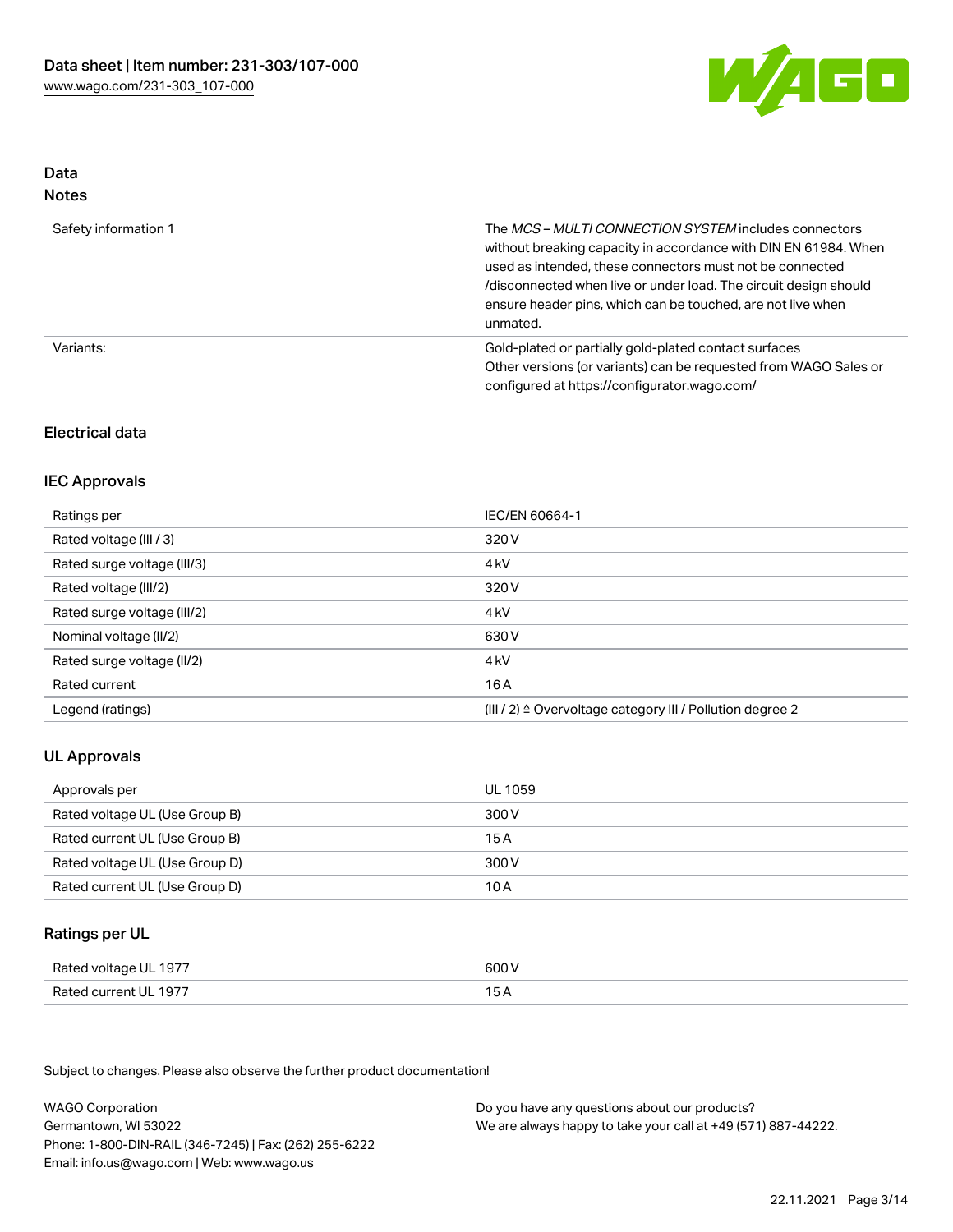## Data
### Notes

| | |
|---|---|
| Safety information 1 | The *MCS – MULTI CONNECTION SYSTEM* includes connectors without breaking capacity in accordance with DIN EN 61984. When used as intended, these connectors must not be connected /disconnected when live or under load. The circuit design should ensure header pins, which can be touched, are not live when unmated. |
| Variants: | Gold-plated or partially gold-plated contact surfaces<br>Other versions (or variants) can be requested from WAGO Sales or configured at https://configurator.wago.com/ |

### Electrical data

### IEC Approvals

| | |
|---|---|
| Ratings per | IEC/EN 60664-1 |
| Rated voltage (III / 3) | 320 V |
| Rated surge voltage (III/3) | 4 kV |
| Rated voltage (III/2) | 320 V |
| Rated surge voltage (III/2) | 4 kV |
| Nominal voltage (II/2) | 630 V |
| Rated surge voltage (II/2) | 4 kV |
| Rated current | 16 A |
| Legend (ratings) | (III / 2) ≙ Overvoltage category III / Pollution degree 2 |

### UL Approvals

| | |
|---|---|
| Approvals per | UL 1059 |
| Rated voltage UL (Use Group B) | 300 V |
| Rated current UL (Use Group B) | 15 A |
| Rated voltage UL (Use Group D) | 300 V |
| Rated current UL (Use Group D) | 10 A |

### Ratings per UL

| | |
|---|---|
| Rated voltage UL 1977 | 600 V |
| Rated current UL 1977 | 15 A |

Subject to changes. Please also observe the further product documentation!

WAGO Corporation
Germantown, WI 53022
Phone: 1-800-DIN-RAIL (346-7245) | Fax: (262) 255-6222
Email: info.us@wago.com | Web: www.wago.us

Do you have any questions about our products?
We are always happy to take your call at +49 (571) 887-44222.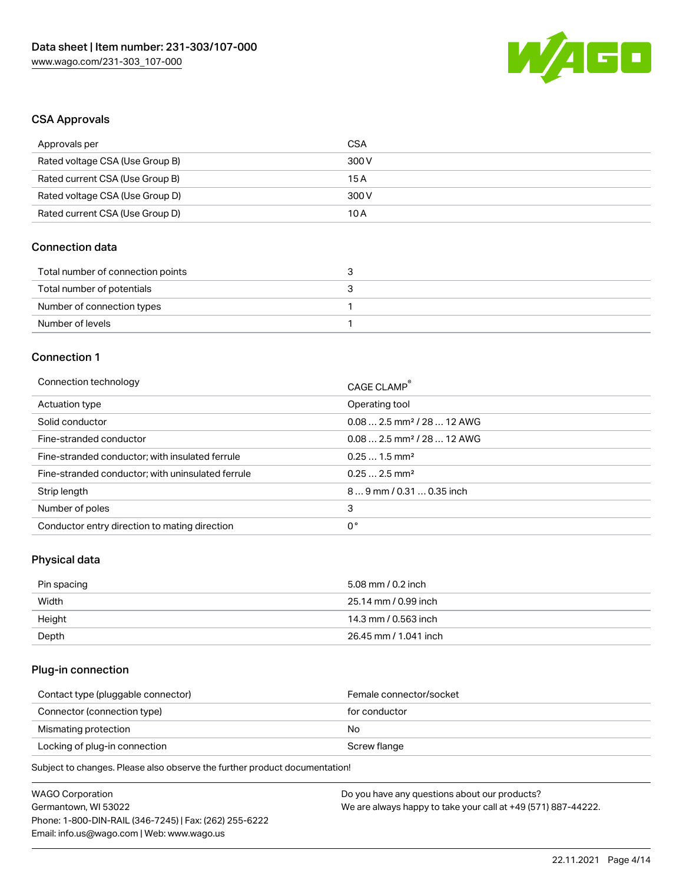## CSA Approvals

| | |
|---|---|
| Approvals per | CSA |
| Rated voltage CSA (Use Group B) | 300 V |
| Rated current CSA (Use Group B) | 15 A |
| Rated voltage CSA (Use Group D) | 300 V |
| Rated current CSA (Use Group D) | 10 A |

## Connection data

| | |
|---|---|
| Total number of connection points | 3 |
| Total number of potentials | 3 |
| Number of connection types | 1 |
| Number of levels | 1 |

## Connection 1

| | |
|---|---|
| Connection technology | CAGE CLAMP® |
| Actuation type | Operating tool |
| Solid conductor | 0.08 … 2.5 mm² / 28 … 12 AWG |
| Fine-stranded conductor | 0.08 … 2.5 mm² / 28 … 12 AWG |
| Fine-stranded conductor; with insulated ferrule | 0.25 … 1.5 mm² |
| Fine-stranded conductor; with uninsulated ferrule | 0.25 … 2.5 mm² |
| Strip length | 8 … 9 mm / 0.31 … 0.35 inch |
| Number of poles | 3 |
| Conductor entry direction to mating direction | 0 ° |

## Physical data

| | |
|---|---|
| Pin spacing | 5.08 mm / 0.2 inch |
| Width | 25.14 mm / 0.99 inch |
| Height | 14.3 mm / 0.563 inch |
| Depth | 26.45 mm / 1.041 inch |

## Plug-in connection

| | |
|---|---|
| Contact type (pluggable connector) | Female connector/socket |
| Connector (connection type) | for conductor |
| Mismating protection | No |
| Locking of plug-in connection | Screw flange |

Subject to changes. Please also observe the further product documentation!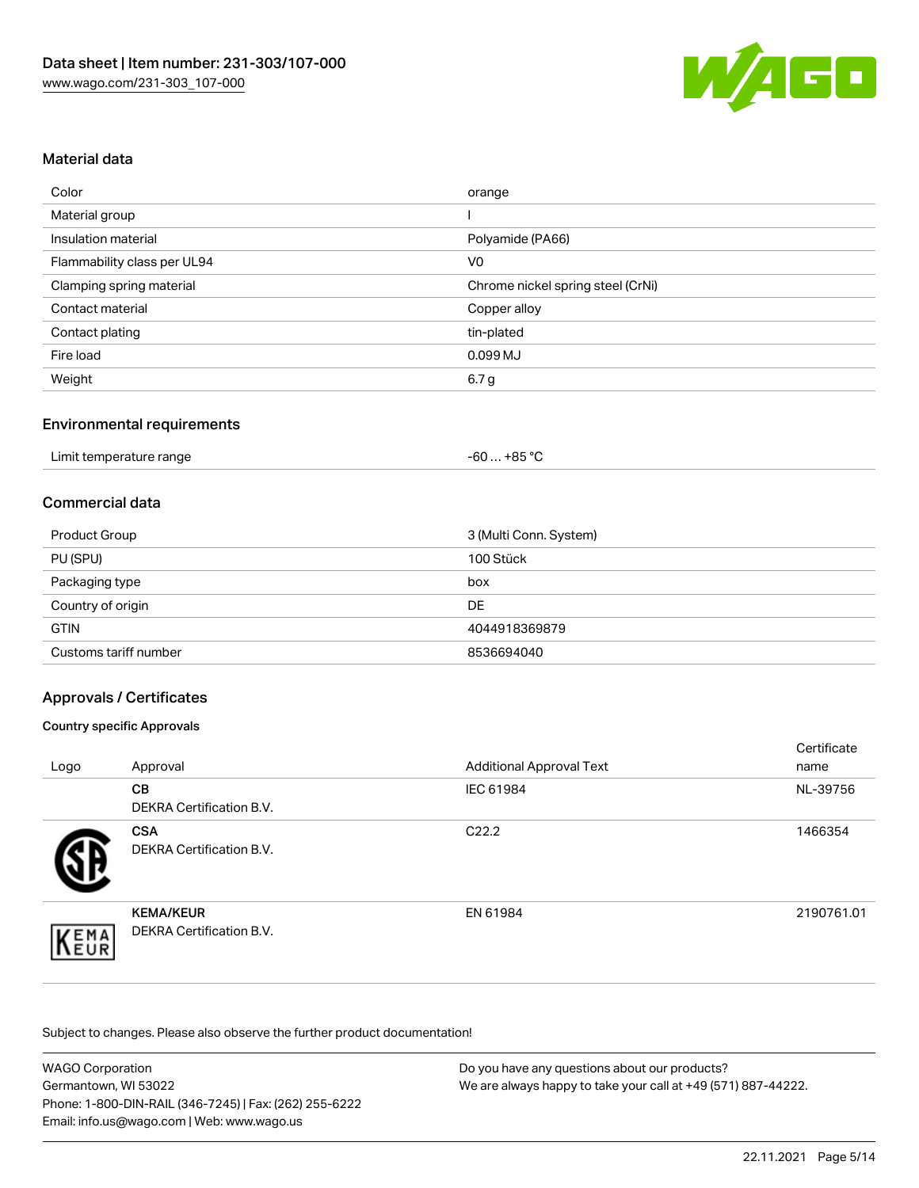## Material data

| Color | orange |
|---|---|
| Material group | I |
| Insulation material | Polyamide (PA66) |
| Flammability class per UL94 | V0 |
| Clamping spring material | Chrome nickel spring steel (CrNi) |
| Contact material | Copper alloy |
| Contact plating | tin-plated |
| Fire load | 0.099 MJ |
| Weight | 6.7 g |

## Environmental requirements

| Limit temperature range | -60 … +85 °C |
|---|---|

## Commercial data

| Product Group | 3 (Multi Conn. System) |
|---|---|
| PU (SPU) | 100 Stück |
| Packaging type | box |
| Country of origin | DE |
| GTIN | 4044918369879 |
| Customs tariff number | 8536694040 |

## Approvals / Certificates

### Country specific Approvals

| Logo | Approval | Additional Approval Text | Certificate name |
|---|---|---|---|
| | **CB**<br>DEKRA Certification B.V. | IEC 61984 | NL-39756 |
| | **CSA**<br>DEKRA Certification B.V. | C22.2 | 1466354 |
| | **KEMA/KEUR**<br>DEKRA Certification B.V. | EN 61984 | 2190761.01 |

Subject to changes. Please also observe the further product documentation!

WAGO Corporation
Germantown, WI 53022
Phone: 1-800-DIN-RAIL (346-7245) | Fax: (262) 255-6222
Email: info.us@wago.com | Web: www.wago.us

Do you have any questions about our products?
We are always happy to take your call at +49 (571) 887-44222.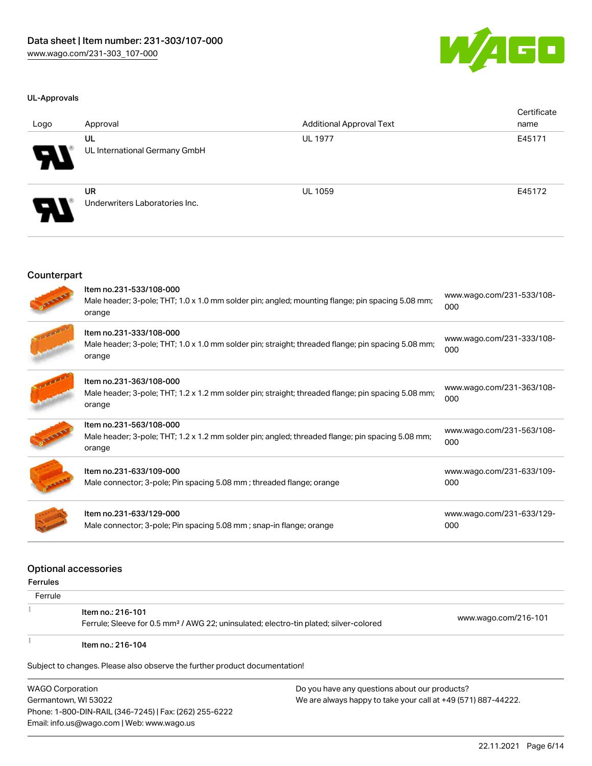### UL-Approvals

| Logo | Approval | Additional Approval Text | Certificate name |
|---|---|---|---|
| | **UL** <br> UL International Germany GmbH | UL 1977 | E45171 |
| | **UR** <br> Underwriters Laboratories Inc. | UL 1059 | E45172 |

## Counterpart

| | | |
|---|---|---|
| | Item no.231-533/108-000 <br> Male header; 3-pole; THT; 1.0 x 1.0 mm solder pin; angled; mounting flange; pin spacing 5.08 mm; orange | www.wago.com/231-533/108-000 |
| | Item no.231-333/108-000 <br> Male header; 3-pole; THT; 1.0 x 1.0 mm solder pin; straight; threaded flange; pin spacing 5.08 mm; orange | www.wago.com/231-333/108-000 |
| | Item no.231-363/108-000 <br> Male header; 3-pole; THT; 1.2 x 1.2 mm solder pin; straight; threaded flange; pin spacing 5.08 mm; orange | www.wago.com/231-363/108-000 |
| | Item no.231-563/108-000 <br> Male header; 3-pole; THT; 1.2 x 1.2 mm solder pin; angled; threaded flange; pin spacing 5.08 mm; orange | www.wago.com/231-563/108-000 |
| | Item no.231-633/109-000 <br> Male connector; 3-pole; Pin spacing 5.08 mm ; threaded flange; orange | www.wago.com/231-633/109-000 |
| | Item no.231-633/129-000 <br> Male connector; 3-pole; Pin spacing 5.08 mm ; snap-in flange; orange | www.wago.com/231-633/129-000 |

## Optional accessories

### Ferrules

| Ferrule | | |
|---|---|---|
| | Item no.: 216-101 <br> Ferrule; Sleeve for 0.5 mm² / AWG 22; uninsulated; electro-tin plated; silver-colored | www.wago.com/216-101 |
| | Item no.: 216-104 | |

Subject to changes. Please also observe the further product documentation!

WAGO Corporation
Germantown, WI 53022
Phone: 1-800-DIN-RAIL (346-7245) | Fax: (262) 255-6222
Email: info.us@wago.com | Web: www.wago.us

Do you have any questions about our products?
We are always happy to take your call at +49 (571) 887-44222.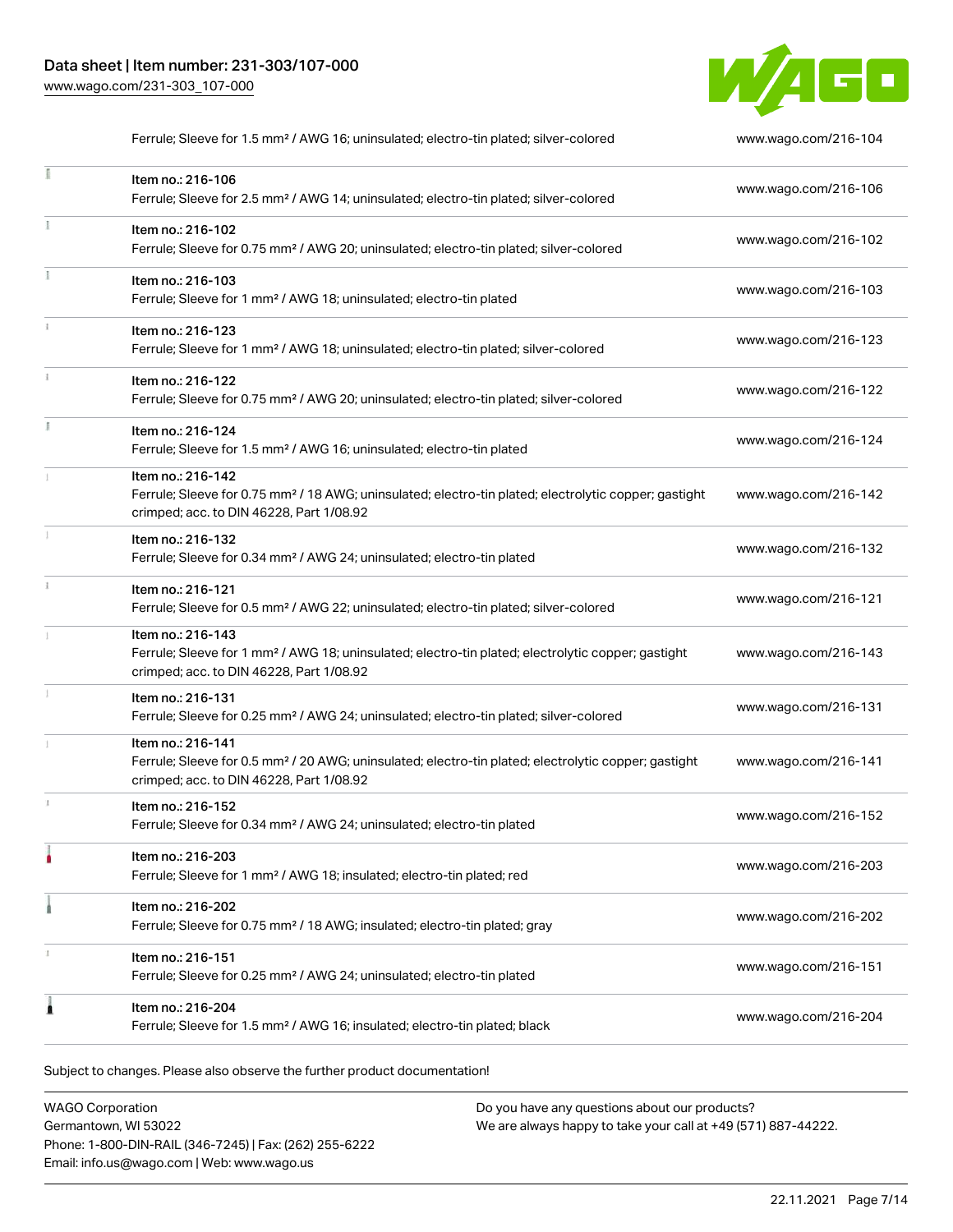| | | |
|---|---|---|
| | Ferrule; Sleeve for 1.5 mm² / AWG 16; uninsulated; electro-tin plated; silver-colored | www.wago.com/216-104 |
| | Item no.: 216-106<br>Ferrule; Sleeve for 2.5 mm² / AWG 14; uninsulated; electro-tin plated; silver-colored | www.wago.com/216-106 |
| | Item no.: 216-102<br>Ferrule; Sleeve for 0.75 mm² / AWG 20; uninsulated; electro-tin plated; silver-colored | www.wago.com/216-102 |
| | Item no.: 216-103<br>Ferrule; Sleeve for 1 mm² / AWG 18; uninsulated; electro-tin plated | www.wago.com/216-103 |
| | Item no.: 216-123<br>Ferrule; Sleeve for 1 mm² / AWG 18; uninsulated; electro-tin plated; silver-colored | www.wago.com/216-123 |
| | Item no.: 216-122<br>Ferrule; Sleeve for 0.75 mm² / AWG 20; uninsulated; electro-tin plated; silver-colored | www.wago.com/216-122 |
| | Item no.: 216-124<br>Ferrule; Sleeve for 1.5 mm² / AWG 16; uninsulated; electro-tin plated | www.wago.com/216-124 |
| | Item no.: 216-142<br>Ferrule; Sleeve for 0.75 mm² / 18 AWG; uninsulated; electro-tin plated; electrolytic copper; gastight crimped; acc. to DIN 46228, Part 1/08.92 | www.wago.com/216-142 |
| | Item no.: 216-132<br>Ferrule; Sleeve for 0.34 mm² / AWG 24; uninsulated; electro-tin plated | www.wago.com/216-132 |
| | Item no.: 216-121<br>Ferrule; Sleeve for 0.5 mm² / AWG 22; uninsulated; electro-tin plated; silver-colored | www.wago.com/216-121 |
| | Item no.: 216-143<br>Ferrule; Sleeve for 1 mm² / AWG 18; uninsulated; electro-tin plated; electrolytic copper; gastight crimped; acc. to DIN 46228, Part 1/08.92 | www.wago.com/216-143 |
| | Item no.: 216-131<br>Ferrule; Sleeve for 0.25 mm² / AWG 24; uninsulated; electro-tin plated; silver-colored | www.wago.com/216-131 |
| | Item no.: 216-141<br>Ferrule; Sleeve for 0.5 mm² / 20 AWG; uninsulated; electro-tin plated; electrolytic copper; gastight crimped; acc. to DIN 46228, Part 1/08.92 | www.wago.com/216-141 |
| | Item no.: 216-152<br>Ferrule; Sleeve for 0.34 mm² / AWG 24; uninsulated; electro-tin plated | www.wago.com/216-152 |
| | Item no.: 216-203<br>Ferrule; Sleeve for 1 mm² / AWG 18; insulated; electro-tin plated; red | www.wago.com/216-203 |
| | Item no.: 216-202<br>Ferrule; Sleeve for 0.75 mm² / 18 AWG; insulated; electro-tin plated; gray | www.wago.com/216-202 |
| | Item no.: 216-151<br>Ferrule; Sleeve for 0.25 mm² / AWG 24; uninsulated; electro-tin plated | www.wago.com/216-151 |
| | Item no.: 216-204<br>Ferrule; Sleeve for 1.5 mm² / AWG 16; insulated; electro-tin plated; black | www.wago.com/216-204 |

Subject to changes. Please also observe the further product documentation!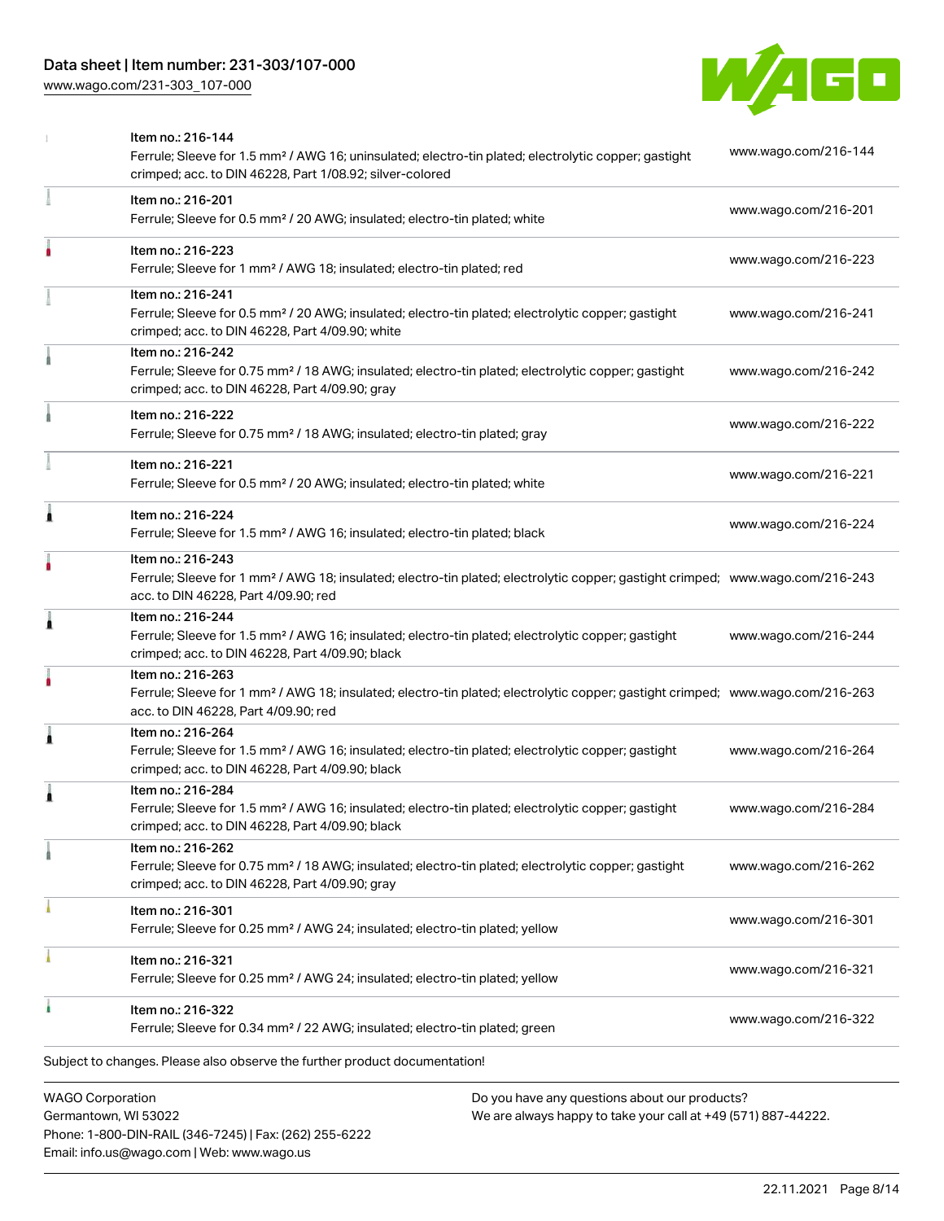| Item | URL |
| --- | --- |
| Item no.: 216-144<br>Ferrule; Sleeve for 1.5 mm² / AWG 16; uninsulated; electro-tin plated; electrolytic copper; gastight crimped; acc. to DIN 46228, Part 1/08.92; silver-colored | www.wago.com/216-144 |
| Item no.: 216-201<br>Ferrule; Sleeve for 0.5 mm² / 20 AWG; insulated; electro-tin plated; white | www.wago.com/216-201 |
| Item no.: 216-223<br>Ferrule; Sleeve for 1 mm² / AWG 18; insulated; electro-tin plated; red | www.wago.com/216-223 |
| Item no.: 216-241<br>Ferrule; Sleeve for 0.5 mm² / 20 AWG; insulated; electro-tin plated; electrolytic copper; gastight crimped; acc. to DIN 46228, Part 4/09.90; white | www.wago.com/216-241 |
| Item no.: 216-242<br>Ferrule; Sleeve for 0.75 mm² / 18 AWG; insulated; electro-tin plated; electrolytic copper; gastight crimped; acc. to DIN 46228, Part 4/09.90; gray | www.wago.com/216-242 |
| Item no.: 216-222<br>Ferrule; Sleeve for 0.75 mm² / 18 AWG; insulated; electro-tin plated; gray | www.wago.com/216-222 |
| Item no.: 216-221<br>Ferrule; Sleeve for 0.5 mm² / 20 AWG; insulated; electro-tin plated; white | www.wago.com/216-221 |
| Item no.: 216-224<br>Ferrule; Sleeve for 1.5 mm² / AWG 16; insulated; electro-tin plated; black | www.wago.com/216-224 |
| Item no.: 216-243<br>Ferrule; Sleeve for 1 mm² / AWG 18; insulated; electro-tin plated; electrolytic copper; gastight crimped; acc. to DIN 46228, Part 4/09.90; red | www.wago.com/216-243 |
| Item no.: 216-244<br>Ferrule; Sleeve for 1.5 mm² / AWG 16; insulated; electro-tin plated; electrolytic copper; gastight crimped; acc. to DIN 46228, Part 4/09.90; black | www.wago.com/216-244 |
| Item no.: 216-263<br>Ferrule; Sleeve for 1 mm² / AWG 18; insulated; electro-tin plated; electrolytic copper; gastight crimped; acc. to DIN 46228, Part 4/09.90; red | www.wago.com/216-263 |
| Item no.: 216-264<br>Ferrule; Sleeve for 1.5 mm² / AWG 16; insulated; electro-tin plated; electrolytic copper; gastight crimped; acc. to DIN 46228, Part 4/09.90; black | www.wago.com/216-264 |
| Item no.: 216-284<br>Ferrule; Sleeve for 1.5 mm² / AWG 16; insulated; electro-tin plated; electrolytic copper; gastight crimped; acc. to DIN 46228, Part 4/09.90; black | www.wago.com/216-284 |
| Item no.: 216-262<br>Ferrule; Sleeve for 0.75 mm² / 18 AWG; insulated; electro-tin plated; electrolytic copper; gastight crimped; acc. to DIN 46228, Part 4/09.90; gray | www.wago.com/216-262 |
| Item no.: 216-301<br>Ferrule; Sleeve for 0.25 mm² / AWG 24; insulated; electro-tin plated; yellow | www.wago.com/216-301 |
| Item no.: 216-321<br>Ferrule; Sleeve for 0.25 mm² / AWG 24; insulated; electro-tin plated; yellow | www.wago.com/216-321 |
| Item no.: 216-322<br>Ferrule; Sleeve for 0.34 mm² / 22 AWG; insulated; electro-tin plated; green | www.wago.com/216-322 |

Subject to changes. Please also observe the further product documentation!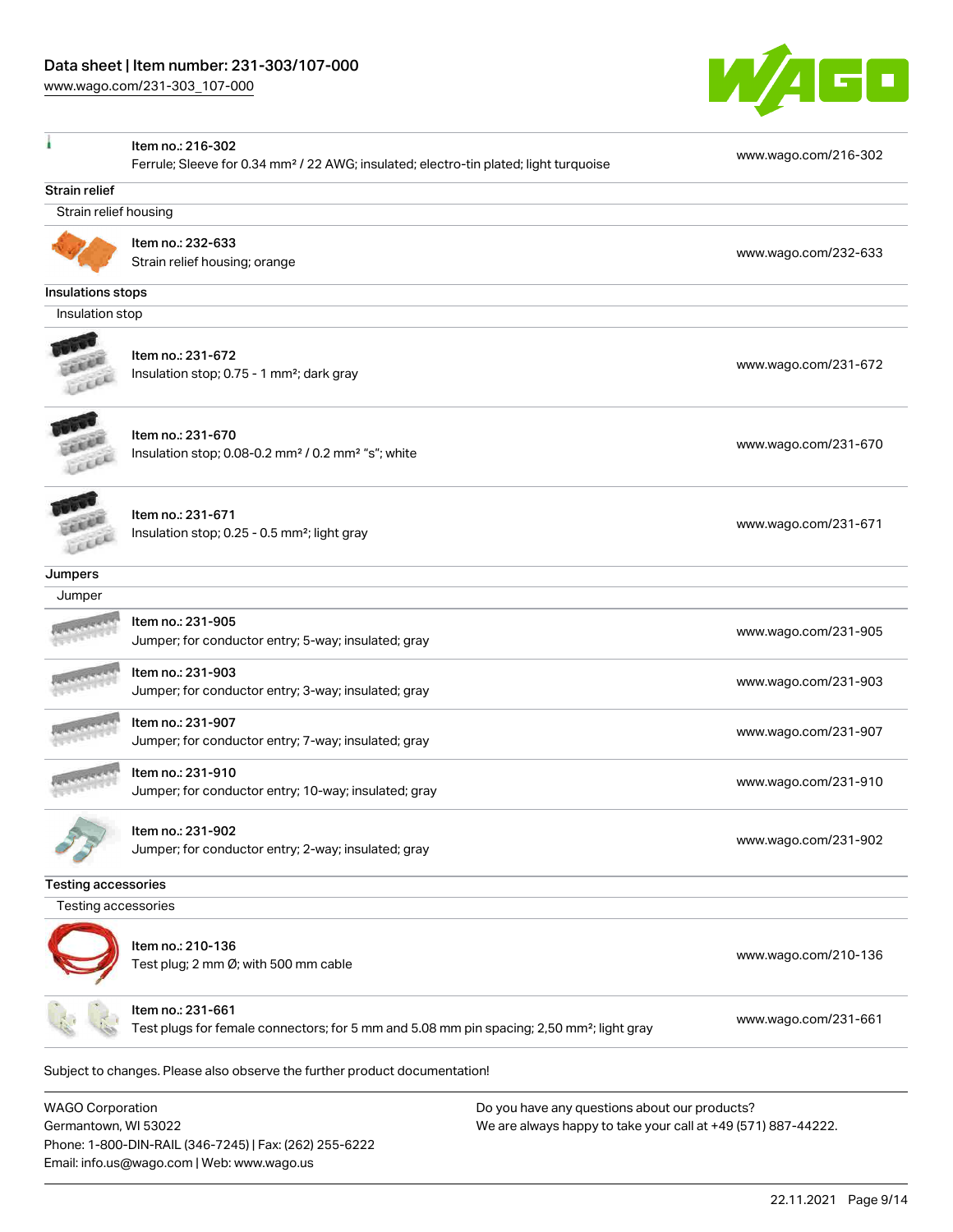| | | |
|---|---|---|
| | Item no.: 216-302<br>Ferrule; Sleeve for 0.34 mm² / 22 AWG; insulated; electro-tin plated; light turquoise | www.wago.com/216-302 |

## Strain relief

Strain relief housing

| | | |
|---|---|---|
| | Item no.: 232-633<br>Strain relief housing; orange | www.wago.com/232-633 |

## Insulations stops

Insulation stop

| | | |
|---|---|---|
| | Item no.: 231-672<br>Insulation stop; 0.75 - 1 mm²; dark gray | www.wago.com/231-672 |
| | Item no.: 231-670<br>Insulation stop; 0.08-0.2 mm² / 0.2 mm² "s"; white | www.wago.com/231-670 |
| | Item no.: 231-671<br>Insulation stop; 0.25 - 0.5 mm²; light gray | www.wago.com/231-671 |

## Jumpers

Jumper

| | | |
|---|---|---|
| | Item no.: 231-905<br>Jumper; for conductor entry; 5-way; insulated; gray | www.wago.com/231-905 |
| | Item no.: 231-903<br>Jumper; for conductor entry; 3-way; insulated; gray | www.wago.com/231-903 |
| | Item no.: 231-907<br>Jumper; for conductor entry; 7-way; insulated; gray | www.wago.com/231-907 |
| | Item no.: 231-910<br>Jumper; for conductor entry; 10-way; insulated; gray | www.wago.com/231-910 |
| | Item no.: 231-902<br>Jumper; for conductor entry; 2-way; insulated; gray | www.wago.com/231-902 |

## Testing accessories

Testing accessories

| | | |
|---|---|---|
| | Item no.: 210-136<br>Test plug; 2 mm Ø; with 500 mm cable | www.wago.com/210-136 |
| | Item no.: 231-661<br>Test plugs for female connectors; for 5 mm and 5.08 mm pin spacing; 2,50 mm²; light gray | www.wago.com/231-661 |

Subject to changes. Please also observe the further product documentation!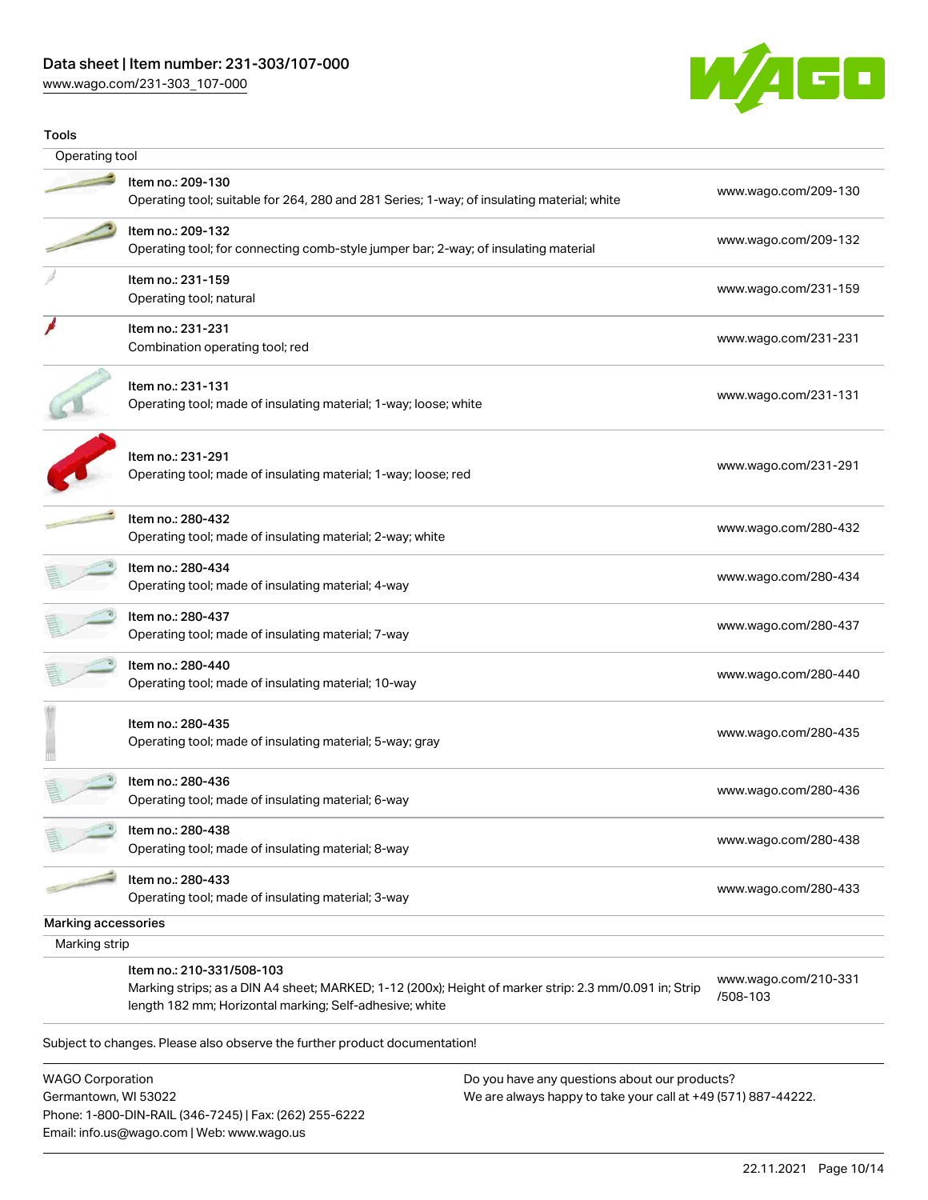## Tools

### Operating tool

| Item | Description | Link |
|---|---|---|
| Item no.: 209-130 | Operating tool; suitable for 264, 280 and 281 Series; 1-way; of insulating material; white | www.wago.com/209-130 |
| Item no.: 209-132 | Operating tool; for connecting comb-style jumper bar; 2-way; of insulating material | www.wago.com/209-132 |
| Item no.: 231-159 | Operating tool; natural | www.wago.com/231-159 |
| Item no.: 231-231 | Combination operating tool; red | www.wago.com/231-231 |
| Item no.: 231-131 | Operating tool; made of insulating material; 1-way; loose; white | www.wago.com/231-131 |
| Item no.: 231-291 | Operating tool; made of insulating material; 1-way; loose; red | www.wago.com/231-291 |
| Item no.: 280-432 | Operating tool; made of insulating material; 2-way; white | www.wago.com/280-432 |
| Item no.: 280-434 | Operating tool; made of insulating material; 4-way | www.wago.com/280-434 |
| Item no.: 280-437 | Operating tool; made of insulating material; 7-way | www.wago.com/280-437 |
| Item no.: 280-440 | Operating tool; made of insulating material; 10-way | www.wago.com/280-440 |
| Item no.: 280-435 | Operating tool; made of insulating material; 5-way; gray | www.wago.com/280-435 |
| Item no.: 280-436 | Operating tool; made of insulating material; 6-way | www.wago.com/280-436 |
| Item no.: 280-438 | Operating tool; made of insulating material; 8-way | www.wago.com/280-438 |
| Item no.: 280-433 | Operating tool; made of insulating material; 3-way | www.wago.com/280-433 |

## Marking accessories

### Marking strip

| Item | Description | Link |
|---|---|---|
| Item no.: 210-331/508-103 | Marking strips; as a DIN A4 sheet; MARKED; 1-12 (200x); Height of marker strip: 2.3 mm/0.091 in; Strip length 182 mm; Horizontal marking; Self-adhesive; white | www.wago.com/210-331/508-103 |

Subject to changes. Please also observe the further product documentation!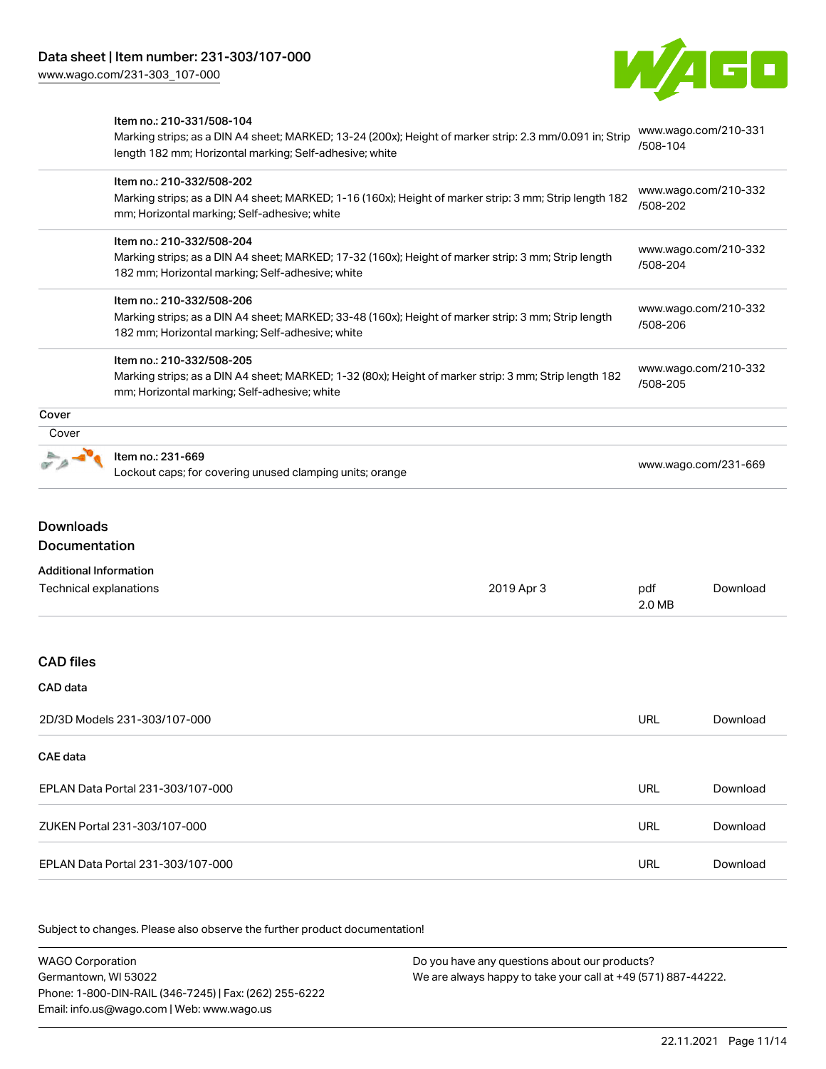| | | |
|---|---|---|
| | Item no.: 210-331/508-104<br>Marking strips; as a DIN A4 sheet; MARKED; 13-24 (200x); Height of marker strip: 2.3 mm/0.091 in; Strip length 182 mm; Horizontal marking; Self-adhesive; white | www.wago.com/210-331/508-104 |
| | Item no.: 210-332/508-202<br>Marking strips; as a DIN A4 sheet; MARKED; 1-16 (160x); Height of marker strip: 3 mm; Strip length 182 mm; Horizontal marking; Self-adhesive; white | www.wago.com/210-332/508-202 |
| | Item no.: 210-332/508-204<br>Marking strips; as a DIN A4 sheet; MARKED; 17-32 (160x); Height of marker strip: 3 mm; Strip length 182 mm; Horizontal marking; Self-adhesive; white | www.wago.com/210-332/508-204 |
| | Item no.: 210-332/508-206<br>Marking strips; as a DIN A4 sheet; MARKED; 33-48 (160x); Height of marker strip: 3 mm; Strip length 182 mm; Horizontal marking; Self-adhesive; white | www.wago.com/210-332/508-206 |
| | Item no.: 210-332/508-205<br>Marking strips; as a DIN A4 sheet; MARKED; 1-32 (80x); Height of marker strip: 3 mm; Strip length 182 mm; Horizontal marking; Self-adhesive; white | www.wago.com/210-332/508-205 |

Cover

Cover

| | | |
|---|---|---|
| | Item no.: 231-669<br>Lockout caps; for covering unused clamping units; orange | www.wago.com/231-669 |

## Downloads
## Documentation

**Additional Information**

| | | | |
|---|---|---|---|
| Technical explanations | 2019 Apr 3 | pdf<br>2.0 MB | Download |

## CAD files

**CAD data**

| | | |
|---|---|---|
| 2D/3D Models 231-303/107-000 | URL | Download |

**CAE data**

| | | |
|---|---|---|
| EPLAN Data Portal 231-303/107-000 | URL | Download |
| ZUKEN Portal 231-303/107-000 | URL | Download |
| EPLAN Data Portal 231-303/107-000 | URL | Download |

Subject to changes. Please also observe the further product documentation!

WAGO Corporation
Germantown, WI 53022
Phone: 1-800-DIN-RAIL (346-7245) | Fax: (262) 255-6222
Email: info.us@wago.com | Web: www.wago.us

Do you have any questions about our products?
We are always happy to take your call at +49 (571) 887-44222.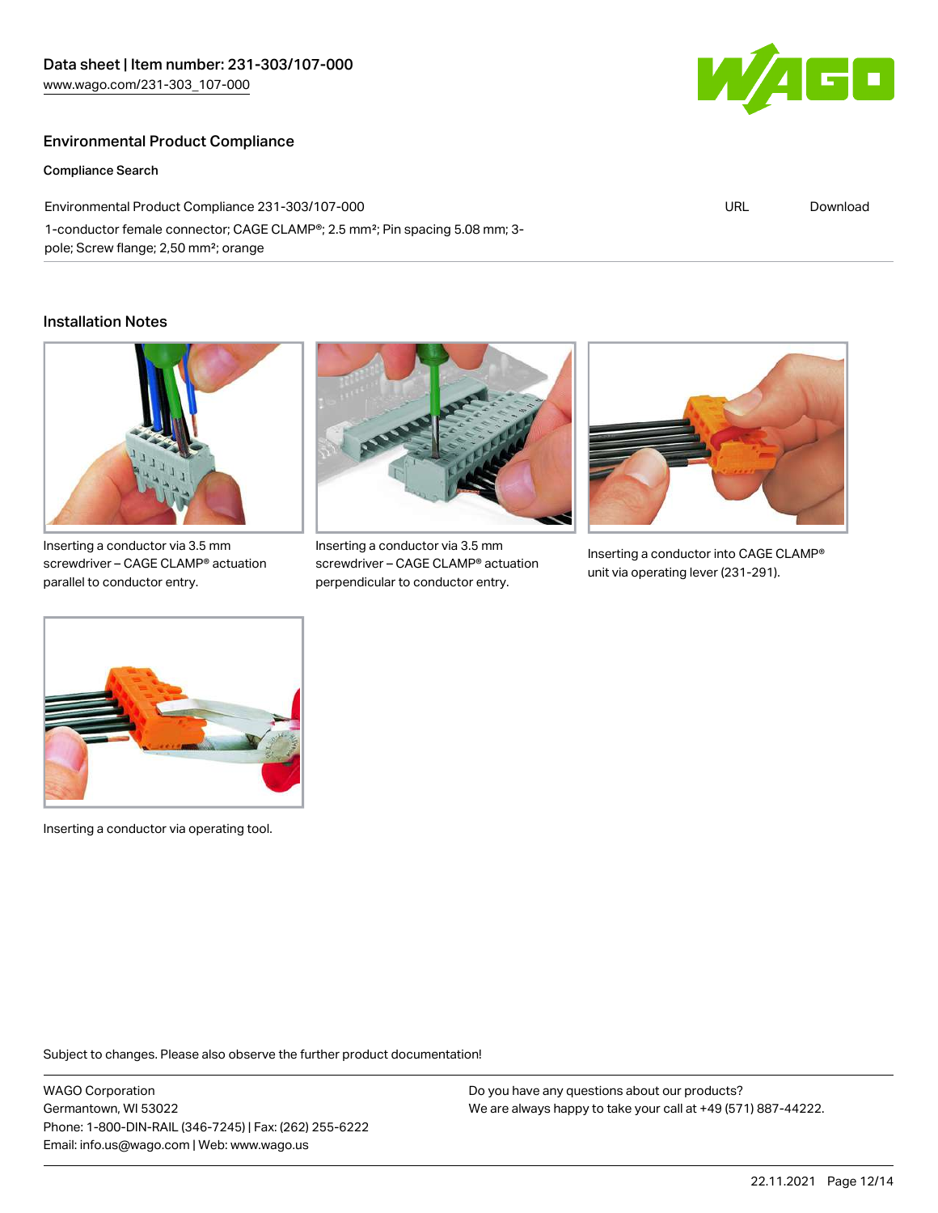## Environmental Product Compliance

### Compliance Search

| Environmental Product Compliance 231-303/107-000 | URL | Download |
| --- | --- | --- |
| 1-conductor female connector; CAGE CLAMP®; 2.5 mm²; Pin spacing 5.08 mm; 3-pole; Screw flange; 2,50 mm²; orange | | |

## Installation Notes

Inserting a conductor via 3.5 mm screwdriver – CAGE CLAMP® actuation parallel to conductor entry.

Inserting a conductor via 3.5 mm screwdriver – CAGE CLAMP® actuation perpendicular to conductor entry.

Inserting a conductor into CAGE CLAMP® unit via operating lever (231-291).

Inserting a conductor via operating tool.

Subject to changes. Please also observe the further product documentation!

WAGO Corporation
Germantown, WI 53022
Phone: 1-800-DIN-RAIL (346-7245) | Fax: (262) 255-6222
Email: info.us@wago.com | Web: www.wago.us

Do you have any questions about our products?
We are always happy to take your call at +49 (571) 887-44222.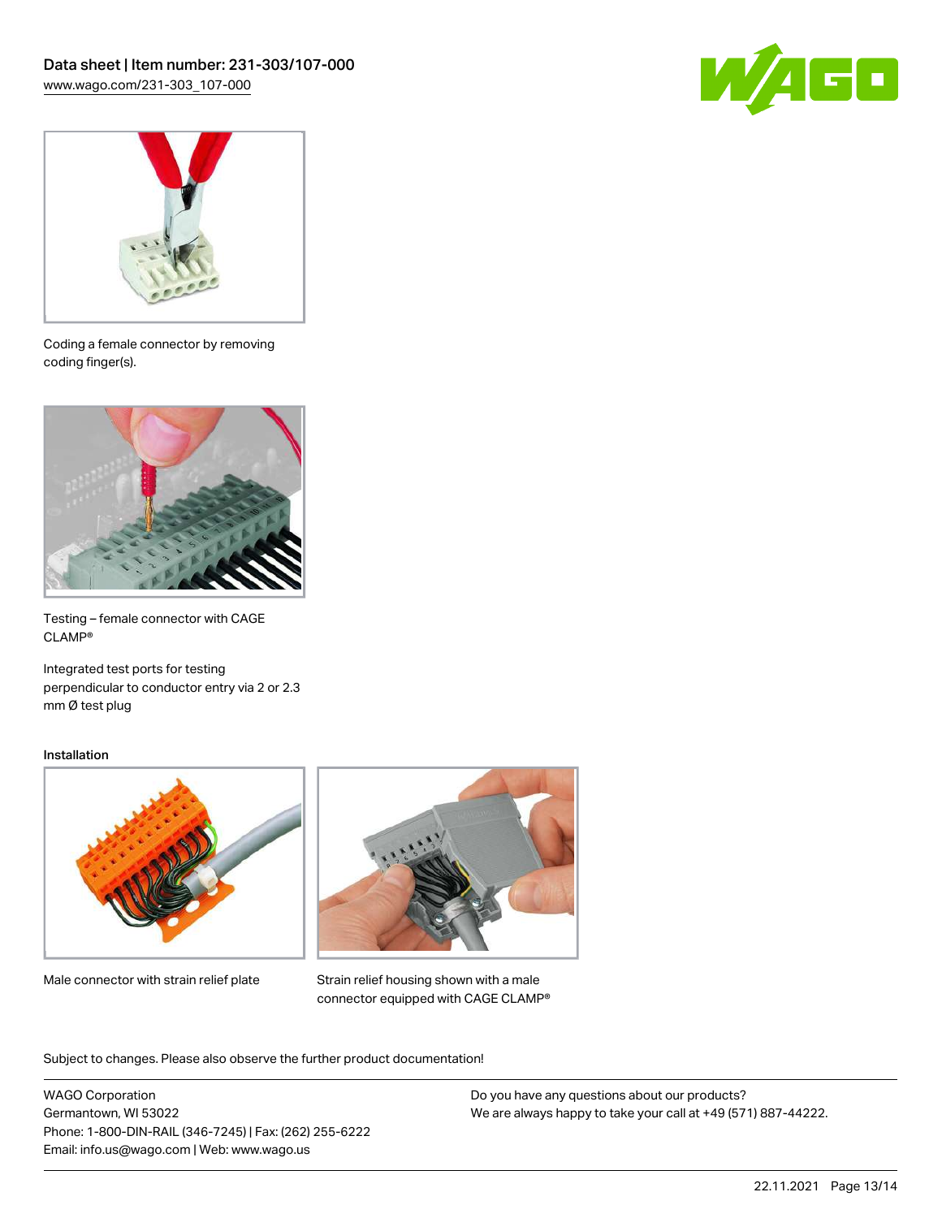Coding a female connector by removing coding finger(s).

Testing – female connector with CAGE CLAMP®

Integrated test ports for testing perpendicular to conductor entry via 2 or 2.3 mm Ø test plug

### Installation

Male connector with strain relief plate

Strain relief housing shown with a male connector equipped with CAGE CLAMP®

Subject to changes. Please also observe the further product documentation!

WAGO Corporation
Germantown, WI 53022
Phone: 1-800-DIN-RAIL (346-7245) | Fax: (262) 255-6222
Email: info.us@wago.com | Web: www.wago.us

Do you have any questions about our products?
We are always happy to take your call at +49 (571) 887-44222.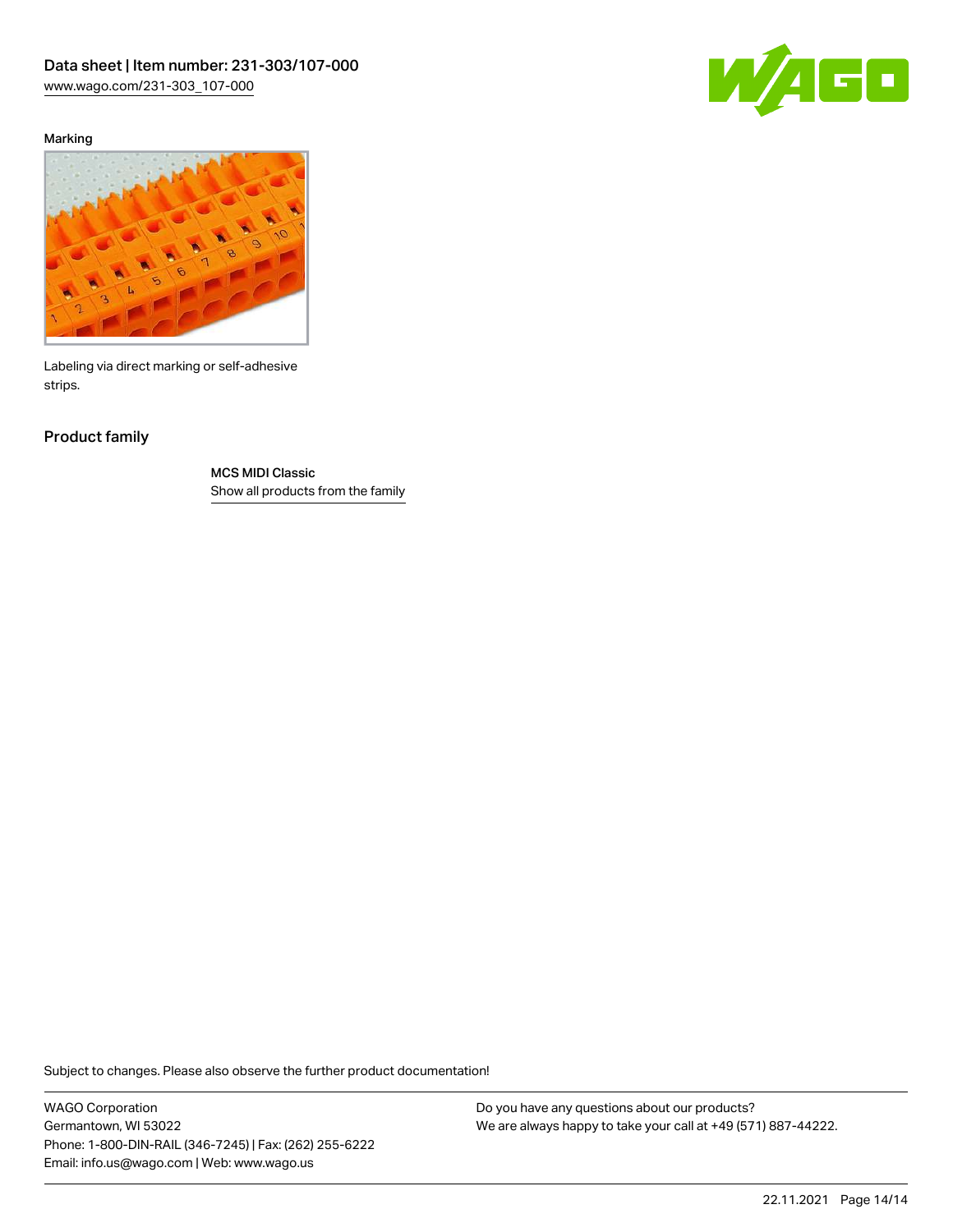Marking

Labeling via direct marking or self-adhesive strips.

## Product family

MCS MIDI Classic
Show all products from the family

Subject to changes. Please also observe the further product documentation!

WAGO Corporation
Germantown, WI 53022
Phone: 1-800-DIN-RAIL (346-7245) | Fax: (262) 255-6222
Email: info.us@wago.com | Web: www.wago.us

Do you have any questions about our products?
We are always happy to take your call at +49 (571) 887-44222.